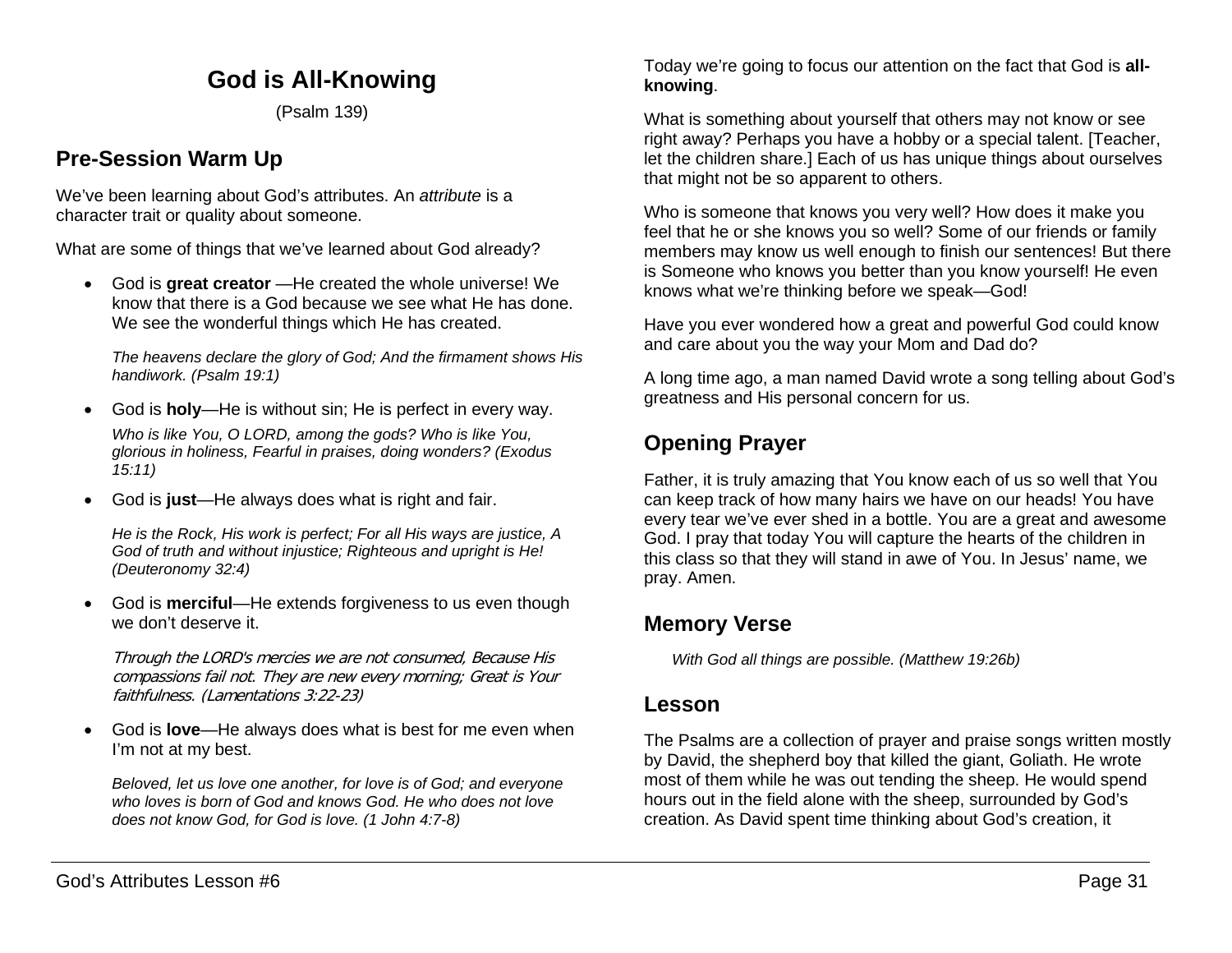# God is All-Knowing

(Psalm 139)

## Pre-Session Warm Up

We've been learning about God's attributes. An *attribute* is a character trait or quality about someone.

What are some of things that we've learned about God already?

- God is **great creator** —He created the whole universe! We know that there is a God because we see what He has done. We see the wonderful things which He has created.

  *The heavens declare the glory of God; And the firmament shows His handiwork. (Psalm 19:1)*

- God is **holy**—He is without sin; He is perfect in every way.

  *Who is like You, O LORD, among the gods? Who is like You, glorious in holiness, Fearful in praises, doing wonders? (Exodus 15:11)*

- God is **just**—He always does what is right and fair.

  *He is the Rock, His work is perfect; For all His ways are justice, A God of truth and without injustice; Righteous and upright is He! (Deuteronomy 32:4)*

- God is **merciful**—He extends forgiveness to us even though we don't deserve it.

  *Through the LORD's mercies we are not consumed, Because His compassions fail not. They are new every morning; Great is Your faithfulness. (Lamentations 3:22-23)*

- God is **love**—He always does what is best for me even when I'm not at my best.

  *Beloved, let us love one another, for love is of God; and everyone who loves is born of God and knows God. He who does not love does not know God, for God is love. (1 John 4:7-8)*

Today we're going to focus our attention on the fact that God is **all-knowing**.

What is something about yourself that others may not know or see right away? Perhaps you have a hobby or a special talent. [Teacher, let the children share.] Each of us has unique things about ourselves that might not be so apparent to others.

Who is someone that knows you very well? How does it make you feel that he or she knows you so well? Some of our friends or family members may know us well enough to finish our sentences! But there is Someone who knows you better than you know yourself! He even knows what we're thinking before we speak—God!

Have you ever wondered how a great and powerful God could know and care about you the way your Mom and Dad do?

A long time ago, a man named David wrote a song telling about God's greatness and His personal concern for us.

## Opening Prayer

Father, it is truly amazing that You know each of us so well that You can keep track of how many hairs we have on our heads! You have every tear we've ever shed in a bottle. You are a great and awesome God. I pray that today You will capture the hearts of the children in this class so that they will stand in awe of You. In Jesus' name, we pray. Amen.

## Memory Verse

*With God all things are possible. (Matthew 19:26b)*

## Lesson

The Psalms are a collection of prayer and praise songs written mostly by David, the shepherd boy that killed the giant, Goliath. He wrote most of them while he was out tending the sheep. He would spend hours out in the field alone with the sheep, surrounded by God's creation. As David spent time thinking about God's creation, it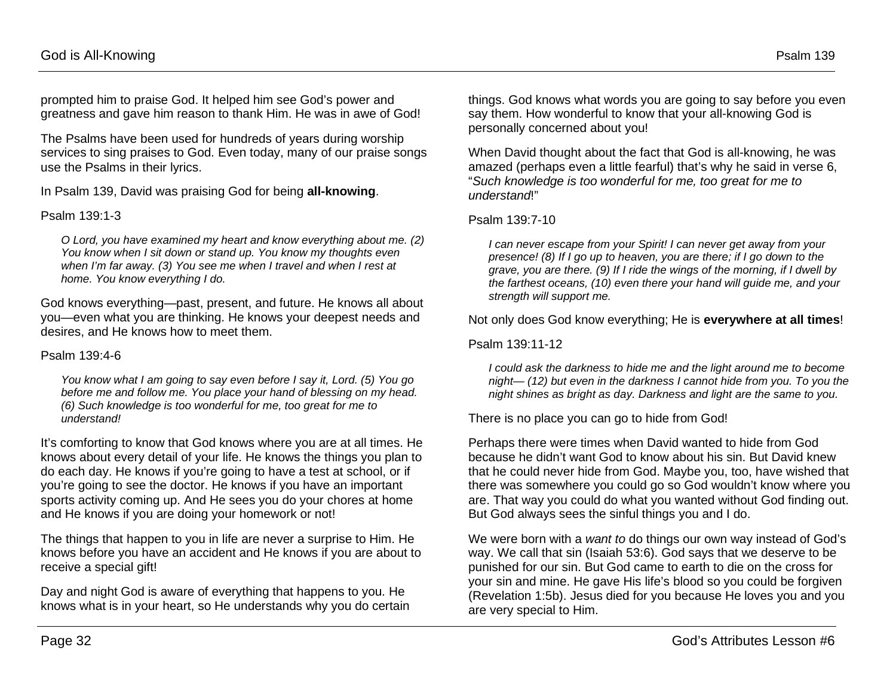prompted him to praise God. It helped him see God's power and greatness and gave him reason to thank Him. He was in awe of God!

The Psalms have been used for hundreds of years during worship services to sing praises to God. Even today, many of our praise songs use the Psalms in their lyrics.

In Psalm 139, David was praising God for being **all-knowing**.

Psalm 139:1-3

> *O Lord, you have examined my heart and know everything about me. (2) You know when I sit down or stand up. You know my thoughts even when I'm far away. (3) You see me when I travel and when I rest at home. You know everything I do.*

God knows everything—past, present, and future. He knows all about you—even what you are thinking. He knows your deepest needs and desires, and He knows how to meet them.

Psalm 139:4-6

> *You know what I am going to say even before I say it, Lord. (5) You go before me and follow me. You place your hand of blessing on my head. (6) Such knowledge is too wonderful for me, too great for me to understand!*

It's comforting to know that God knows where you are at all times. He knows about every detail of your life. He knows the things you plan to do each day. He knows if you're going to have a test at school, or if you're going to see the doctor. He knows if you have an important sports activity coming up. And He sees you do your chores at home and He knows if you are doing your homework or not!

The things that happen to you in life are never a surprise to Him. He knows before you have an accident and He knows if you are about to receive a special gift!

Day and night God is aware of everything that happens to you. He knows what is in your heart, so He understands why you do certain things. God knows what words you are going to say before you even say them. How wonderful to know that your all-knowing God is personally concerned about you!

When David thought about the fact that God is all-knowing, he was amazed (perhaps even a little fearful) that's why he said in verse 6, "*Such knowledge is too wonderful for me, too great for me to understand*!"

Psalm 139:7-10

> *I can never escape from your Spirit! I can never get away from your presence! (8) If I go up to heaven, you are there; if I go down to the grave, you are there. (9) If I ride the wings of the morning, if I dwell by the farthest oceans, (10) even there your hand will guide me, and your strength will support me.*

Not only does God know everything; He is **everywhere at all times**!

Psalm 139:11-12

> *I could ask the darkness to hide me and the light around me to become night— (12) but even in the darkness I cannot hide from you. To you the night shines as bright as day. Darkness and light are the same to you.*

There is no place you can go to hide from God!

Perhaps there were times when David wanted to hide from God because he didn't want God to know about his sin. But David knew that he could never hide from God. Maybe you, too, have wished that there was somewhere you could go so God wouldn't know where you are. That way you could do what you wanted without God finding out. But God always sees the sinful things you and I do.

We were born with a *want to* do things our own way instead of God's way. We call that sin (Isaiah 53:6). God says that we deserve to be punished for our sin. But God came to earth to die on the cross for your sin and mine. He gave His life's blood so you could be forgiven (Revelation 1:5b). Jesus died for you because He loves you and you are very special to Him.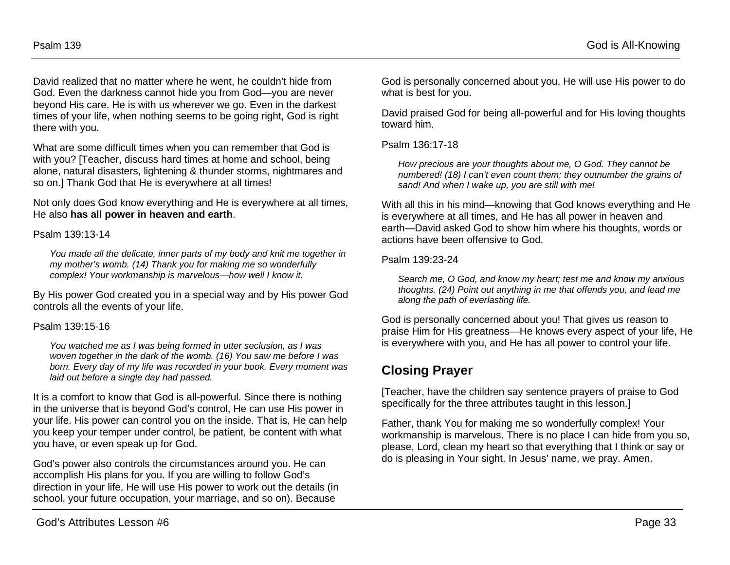David realized that no matter where he went, he couldn't hide from God. Even the darkness cannot hide you from God—you are never beyond His care. He is with us wherever we go. Even in the darkest times of your life, when nothing seems to be going right, God is right there with you.

What are some difficult times when you can remember that God is with you? [Teacher, discuss hard times at home and school, being alone, natural disasters, lightening & thunder storms, nightmares and so on.] Thank God that He is everywhere at all times!

Not only does God know everything and He is everywhere at all times, He also **has all power in heaven and earth**.

Psalm 139:13-14

> *You made all the delicate, inner parts of my body and knit me together in my mother's womb. (14) Thank you for making me so wonderfully complex! Your workmanship is marvelous—how well I know it.*

By His power God created you in a special way and by His power God controls all the events of your life.

Psalm 139:15-16

> *You watched me as I was being formed in utter seclusion, as I was woven together in the dark of the womb. (16) You saw me before I was born. Every day of my life was recorded in your book. Every moment was laid out before a single day had passed.*

It is a comfort to know that God is all-powerful. Since there is nothing in the universe that is beyond God's control, He can use His power in your life. His power can control you on the inside. That is, He can help you keep your temper under control, be patient, be content with what you have, or even speak up for God.

God's power also controls the circumstances around you. He can accomplish His plans for you. If you are willing to follow God's direction in your life, He will use His power to work out the details (in school, your future occupation, your marriage, and so on). Because God is personally concerned about you, He will use His power to do what is best for you.

David praised God for being all-powerful and for His loving thoughts toward him.

Psalm 136:17-18

> *How precious are your thoughts about me, O God. They cannot be numbered! (18) I can't even count them; they outnumber the grains of sand! And when I wake up, you are still with me!*

With all this in his mind—knowing that God knows everything and He is everywhere at all times, and He has all power in heaven and earth—David asked God to show him where his thoughts, words or actions have been offensive to God.

Psalm 139:23-24

> *Search me, O God, and know my heart; test me and know my anxious thoughts. (24) Point out anything in me that offends you, and lead me along the path of everlasting life.*

God is personally concerned about you! That gives us reason to praise Him for His greatness—He knows every aspect of your life, He is everywhere with you, and He has all power to control your life.

## Closing Prayer

[Teacher, have the children say sentence prayers of praise to God specifically for the three attributes taught in this lesson.]

Father, thank You for making me so wonderfully complex! Your workmanship is marvelous. There is no place I can hide from you so, please, Lord, clean my heart so that everything that I think or say or do is pleasing in Your sight. In Jesus' name, we pray. Amen.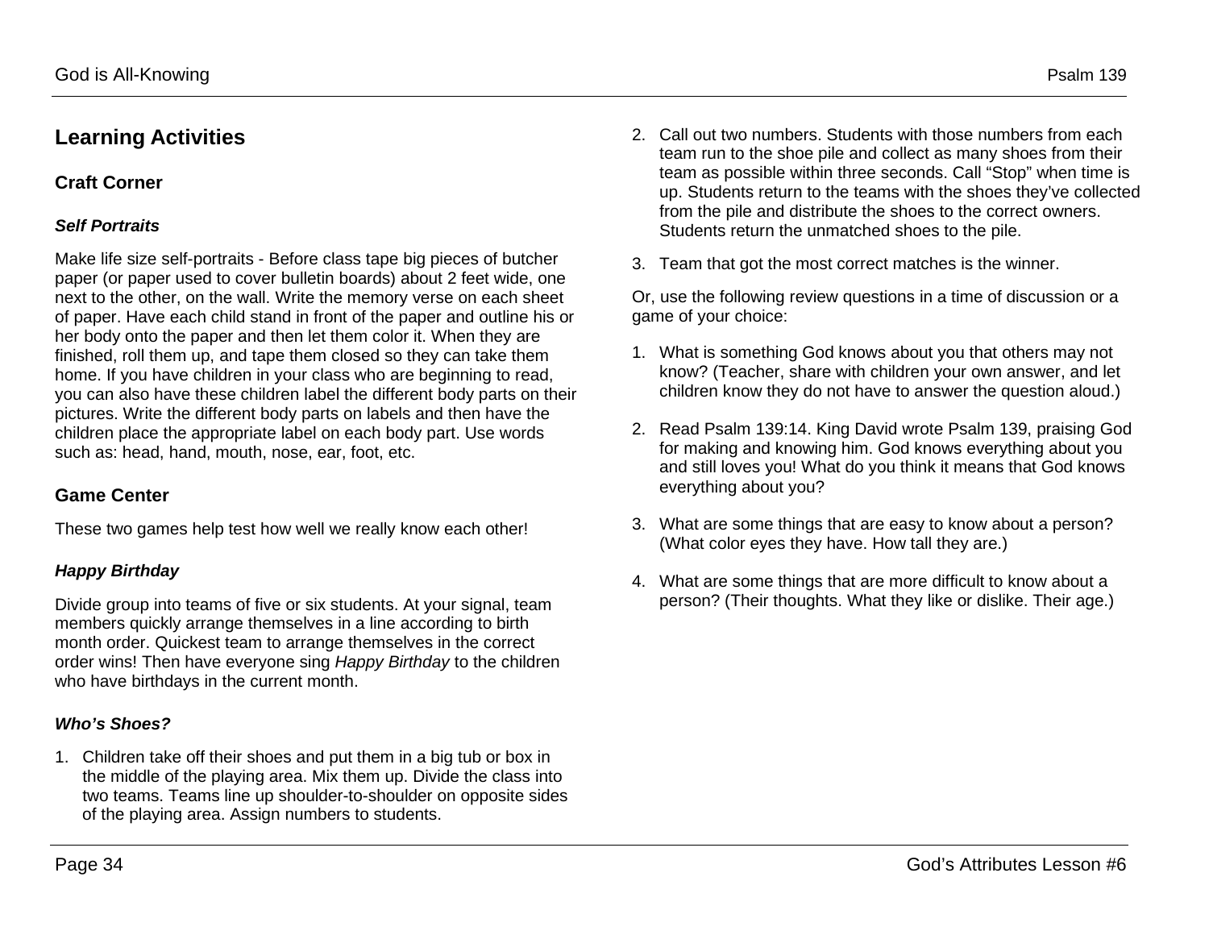## Learning Activities

### Craft Corner

#### *Self Portraits*

Make life size self-portraits - Before class tape big pieces of butcher paper (or paper used to cover bulletin boards) about 2 feet wide, one next to the other, on the wall. Write the memory verse on each sheet of paper. Have each child stand in front of the paper and outline his or her body onto the paper and then let them color it. When they are finished, roll them up, and tape them closed so they can take them home. If you have children in your class who are beginning to read, you can also have these children label the different body parts on their pictures. Write the different body parts on labels and then have the children place the appropriate label on each body part. Use words such as: head, hand, mouth, nose, ear, foot, etc.

### Game Center

These two games help test how well we really know each other!

#### *Happy Birthday*

Divide group into teams of five or six students. At your signal, team members quickly arrange themselves in a line according to birth month order. Quickest team to arrange themselves in the correct order wins! Then have everyone sing *Happy Birthday* to the children who have birthdays in the current month.

#### *Who's Shoes?*

1. Children take off their shoes and put them in a big tub or box in the middle of the playing area. Mix them up. Divide the class into two teams. Teams line up shoulder-to-shoulder on opposite sides of the playing area. Assign numbers to students.
2. Call out two numbers. Students with those numbers from each team run to the shoe pile and collect as many shoes from their team as possible within three seconds. Call "Stop" when time is up. Students return to the teams with the shoes they've collected from the pile and distribute the shoes to the correct owners. Students return the unmatched shoes to the pile.
3. Team that got the most correct matches is the winner.

Or, use the following review questions in a time of discussion or a game of your choice:

1. What is something God knows about you that others may not know? (Teacher, share with children your own answer, and let children know they do not have to answer the question aloud.)
2. Read Psalm 139:14. King David wrote Psalm 139, praising God for making and knowing him. God knows everything about you and still loves you! What do you think it means that God knows everything about you?
3. What are some things that are easy to know about a person? (What color eyes they have. How tall they are.)
4. What are some things that are more difficult to know about a person? (Their thoughts. What they like or dislike. Their age.)